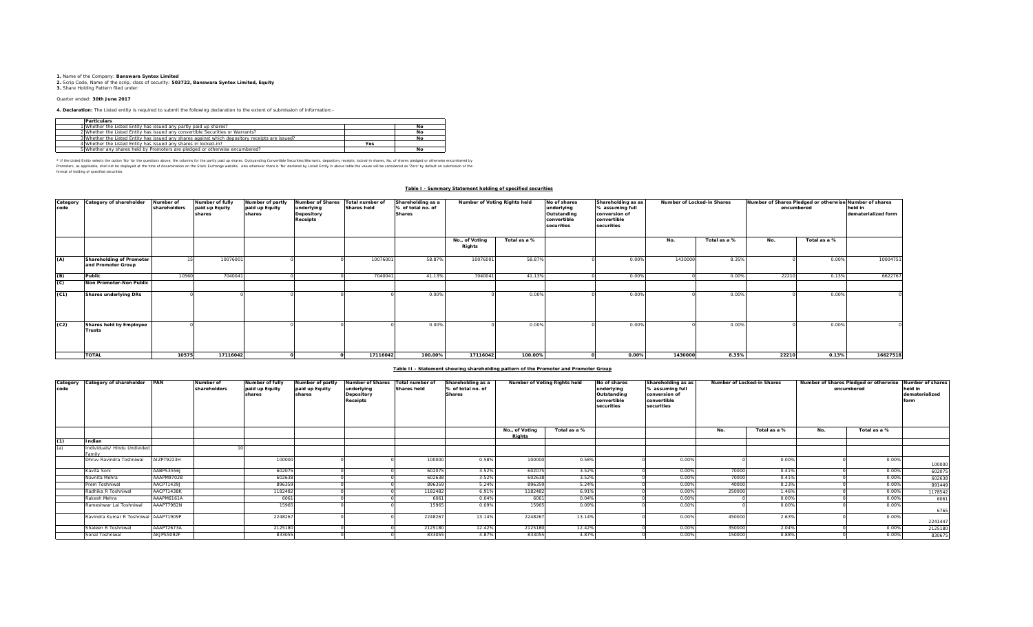**1.** Name of the Company: **Banswara Syntex Limited**
**2.** Scrip Code, Name of the scrip, class of security: **503722, Banswara Syntex Limited, Equity**
**3.** Share Holding Pattern filed under:

Quarter ended: **30th June 2017**

**4. Declaration:** The Listed entity is required to submit the following declaration to the extent of submission of information:-

| | Particulars | | |
|---|---|---|---|
| 1 | Whether the Listed Entity has issued any partly paid up shares? | | No |
| 2 | Whether the Listed Entity has issued any convertible Securities or Warrants? | | No |
| 3 | Whether the Listed Entity has issued any shares against which depository receipts are issued? | | No |
| 4 | Whether the Listed Entity has issued any shares in locked-in? | Yes | |
| 5 | Whether any shares held by Promoters are pledged or otherwise encumbered? | | No |

* If the Listed Entity selects the option 'No' for the questions above, the columns for the partly paid up shares, Outstanding Convertible Securities/Warrants, depository receipts, locked-in shares, No. of shares pledged or otherwise encumbered by Promoters, as applicable, shall not be displayed at the time of dissemination on the Stock Exchange website. Also wherever there is 'No' declared by Listed Entity in above table the values will be considered as 'Zero' by default on submission of the format of holding of specified securities.

**Table I - Summary Statement holding of specified securities**

| Category code | Category of shareholder | Number of shareholders | Number of fully paid up Equity shares | Number of partly paid up Equity shares | Number of Shares underlying Depository Receipts | Total number of Shares held | Shareholding as a % of total no. of Shares | Number of Voting Rights held | | No of shares underlying Outstanding convertible securities | Shareholding as as % assuming full conversion of convertible securities | Number of Locked-in Shares | | Number of Shares Pledged or otherwise encumbered | | Number of shares held in dematerialized form |
|---|---|---|---|---|---|---|---|---|---|---|---|---|---|---|---|---|
| | | | | | | | | No., of Voting Rights | Total as a % | | | No. | Total as a % | No. | Total as a % | |
| (A) | Shareholding of Promoter and Promoter Group | 15 | 10076001 | 0 | 0 | 10076001 | 58.87% | 10076001 | 58.87% | 0 | 0.00% | 1430000 | 8.35% | 0 | 0.00% | 10004751 |
| (B) | Public | 10560 | 7040041 | 0 | 0 | 7040041 | 41.13% | 7040041 | 41.13% | 0 | 0.00% | 0 | 0.00% | 22210 | 0.13% | 6622767 |
| (C) | Non Promoter-Non Public | | | | | | | | | | | | | | | |
| (C1) | Shares underlying DRs | 0 | 0 | 0 | 0 | 0 | 0.00% | 0 | 0.00% | 0 | 0.00% | 0 | 0.00% | 0 | 0.00% | 0 |
| (C2) | Shares held by Employee Trusts | 0 | 0 | 0 | 0 | 0 | 0.00% | 0 | 0.00% | 0 | 0.00% | 0 | 0.00% | 0 | 0.00% | 0 |
| | TOTAL | 10575 | 17116042 | 0 | 0 | 17116042 | 100.00% | 17116042 | 100.00% | 0 | 0.00% | 1430000 | 8.35% | 22210 | 0.13% | 16627518 |

**Table II - Statement showing shareholding pattern of the Promoter and Promoter Group**

| Category code | Category of shareholder | PAN | Number of shareholders | Number of fully paid up Equity shares | Number of partly paid up Equity shares | Number of Shares underlying Depository Receipts | Total number of Shares held | Shareholding as a % of total no. of Shares | Number of Voting Rights held | | No of shares underlying Outstanding convertible securities | Shareholding as as % assuming full conversion of convertible securities | Number of Locked-in Shares | | Number of Shares Pledged or otherwise encumbered | | Number of shares held in dematerialized form |
|---|---|---|---|---|---|---|---|---|---|---|---|---|---|---|---|---|---|
| | | | | | | | | | No., of Voting Rights | Total as a % | | | No. | Total as a % | No. | Total as a % | |
| (1) | Indian | | | | | | | | | | | | | | | | |
| (a) | Individuals/ Hindu Undivided Family | | 10 | | | | | | | | | | | | | | |
| | Dhruv Ravindra Toshniwal | AIZPT9223H | | 100000 | 0 | 0 | 100000 | 0.58% | 100000 | 0.58% | 0 | 0.00% | 0 | 0.00% | 0 | 0.00% | 100000 |
| | Kavita Soni | AABPS3556J | | 602075 | 0 | 0 | 602075 | 3.52% | 602075 | 3.52% | 0 | 0.00% | 70000 | 0.41% | 0 | 0.00% | 602075 |
| | Navnita Mehra | AAAPM9702B | | 602638 | 0 | 0 | 602638 | 3.52% | 602638 | 3.52% | 0 | 0.00% | 70000 | 0.41% | 0 | 0.00% | 602638 |
| | Prem Toshniwal | AACPT1439J | | 896359 | 0 | 0 | 896359 | 5.24% | 896359 | 5.24% | 0 | 0.00% | 40000 | 0.23% | 0 | 0.00% | 891449 |
| | Radhika R Toshniwal | AACPT1438K | | 1182482 | 0 | 0 | 1182482 | 6.91% | 1182482 | 6.91% | 0 | 0.00% | 250000 | 1.46% | 0 | 0.00% | 1178542 |
| | Rakesh Mehra | AAAPM6161A | | 6061 | 0 | 0 | 6061 | 0.04% | 6061 | 0.04% | 0 | 0.00% | 0 | 0.00% | 0 | 0.00% | 6061 |
| | Rameshwar Lal Toshniwal | AAAPT7982N | | 15965 | 0 | 0 | 15965 | 0.09% | 15965 | 0.09% | 0 | 0.00% | 0 | 0.00% | 0 | 0.00% | 6765 |
| | Ravindra Kumar R Toshniwal | AAAPT1909P | | 2248267 | 0 | 0 | 2248267 | 13.14% | 2248267 | 13.14% | 0 | 0.00% | 450000 | 2.63% | 0 | 0.00% | 2241447 |
| | Shaleen R Toshniwal | AAAPT2673A | | 2125180 | 0 | 0 | 2125180 | 12.42% | 2125180 | 12.42% | 0 | 0.00% | 350000 | 2.04% | 0 | 0.00% | 2125180 |
| | Sonal Toshniwal | AKJPS5092F | | 833055 | 0 | 0 | 833055 | 4.87% | 833055 | 4.87% | 0 | 0.00% | 150000 | 0.88% | 0 | 0.00% | 830675 |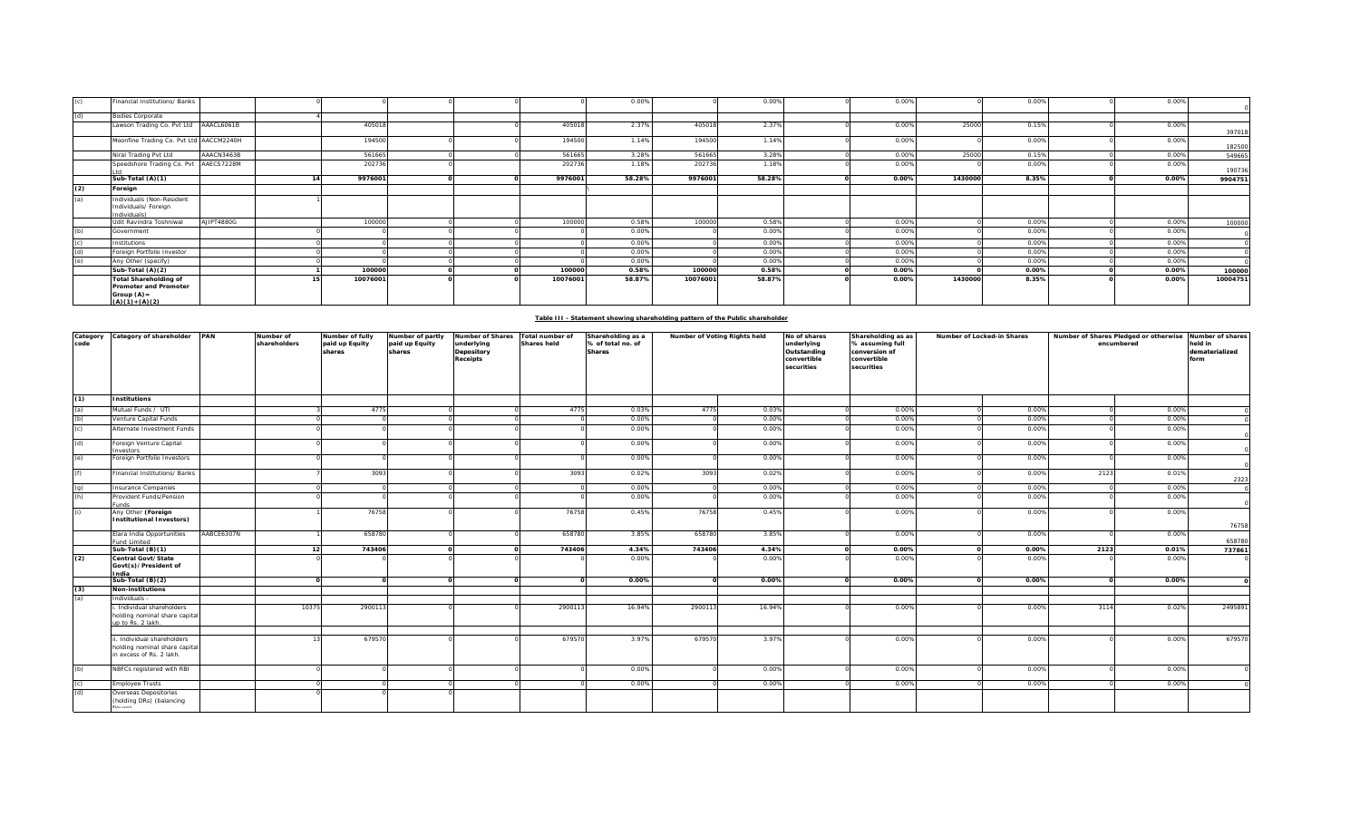| (c) | Financial Institutions/ Banks | | 0 | 0 | 0 | 0 | 0 | 0.00% | 0 | 0.00% | 0 | 0.00% | 0 | 0.00% | 0 | 0.00% | 0 |
|---|---|---|---|---|---|---|---|---|---|---|---|---|---|---|---|---|---|
| (d) | Bodies Corporate | | 4 | | | | | | | | | | | | | | |
| | Lawson Trading Co. Pvt Ltd | AAACL6061B | | 405018 | | 0 | 405018 | 2.37% | 405018 | 2.37% | 0 | 0.00% | 25000 | 0.15% | 0 | 0.00% | 397018 |
| | Moonfine Trading Co. Pvt Ltd | AACCM2240H | | 194500 | 0 | 0 | 194500 | 1.14% | 194500 | 1.14% | 0 | 0.00% | 0 | 0.00% | 0 | 0.00% | 182500 |
| | Niral Trading Pvt Ltd | AAACN3463B | | 561665 | | 0 | 561665 | 3.28% | 561665 | 3.28% | 0 | 0.00% | 25000 | 0.15% | 0 | 0.00% | 549665 |
| | Speedshore Trading Co. Pvt Ltd | AAECS7228M | | 202736 | 0 | 0 | 202736 | 1.18% | 202736 | 1.18% | 0 | 0.00% | 0 | 0.00% | 0 | 0.00% | 190736 |
| | **Sub-Total (A)(1)** | | **14** | **9976001** | **0** | **0** | **9976001** | **58.28%** | **9976001** | **58.28%** | **0** | **0.00%** | **1430000** | **8.35%** | **0** | **0.00%** | **9904751** |
| **(2)** | **Foreign** | | | | | | | | | | | | | | | | |
| (a) | Individuals (Non-Resident Individuals/ Foreign Individuals) | | 1 | | | | | | | | | | | | | | |
| | Udit Ravindra Toshniwal | AJIPT4880G | | 100000 | 0 | 0 | 100000 | 0.58% | 100000 | 0.58% | 0 | 0.00% | 0 | 0.00% | 0 | 0.00% | 100000 |
| (b) | Government | | 0 | 0 | 0 | 0 | 0 | 0.00% | 0 | 0.00% | 0 | 0.00% | 0 | 0.00% | 0 | 0.00% | 0 |
| (c) | Institutions | | 0 | 0 | 0 | 0 | 0 | 0.00% | 0 | 0.00% | 0 | 0.00% | 0 | 0.00% | 0 | 0.00% | 0 |
| (d) | Foreign Portfolio Investor | | 0 | 0 | 0 | 0 | 0 | 0.00% | 0 | 0.00% | 0 | 0.00% | 0 | 0.00% | 0 | 0.00% | 0 |
| (e) | Any Other (specify) | | 0 | 0 | 0 | 0 | 0 | 0.00% | 0 | 0.00% | 0 | 0.00% | 0 | 0.00% | 0 | 0.00% | 0 |
| | **Sub-Total (A)(2)** | | **1** | **100000** | **0** | **0** | **100000** | **0.58%** | **100000** | **0.58%** | **0** | **0.00%** | **0** | **0.00%** | **0** | **0.00%** | **100000** |
| | **Total Shareholding of Promoter and Promoter Group (A)= (A)(1)+(A)(2)** | | **15** | **10076001** | **0** | **0** | **10076001** | **58.87%** | **10076001** | **58.87%** | **0** | **0.00%** | **1430000** | **8.35%** | **0** | **0.00%** | **10004751** |

**Table III - Statement showing shareholding pattern of the Public shareholder**

| Category code | Category of shareholder | PAN | Number of shareholders | Number of fully paid up Equity shares | Number of partly paid up Equity shares | Number of Shares underlying Depository Receipts | Total number of Shares held | Shareholding as a % of total no. of Shares | Number of Voting Rights held | | No of shares underlying Outstanding convertible securities | Shareholding as as % assuming full conversion of convertible securities | Number of Locked-in Shares | | Number of Shares Pledged or otherwise encumbered | | Number of shares held in dematerialized form |
|---|---|---|---|---|---|---|---|---|---|---|---|---|---|---|---|---|---|
| **(1)** | **Institutions** | | | | | | | | | | | | | | | | |
| (a) | Mutual Funds / UTI | | 3 | 4775 | 0 | 0 | 4775 | 0.03% | 4775 | 0.03% | 0 | 0.00% | 0 | 0.00% | 0 | 0.00% | 0 |
| (b) | Venture Capital Funds | | 0 | 0 | 0 | 0 | 0 | 0.00% | 0 | 0.00% | 0 | 0.00% | 0 | 0.00% | 0 | 0.00% | 0 |
| (c) | Alternate Investment Funds | | 0 | 0 | 0 | 0 | 0 | 0.00% | 0 | 0.00% | 0 | 0.00% | 0 | 0.00% | 0 | 0.00% | 0 |
| (d) | Foreign Venture Capital Investors | | 0 | 0 | 0 | 0 | 0 | 0.00% | 0 | 0.00% | 0 | 0.00% | 0 | 0.00% | 0 | 0.00% | 0 |
| (e) | Foreign Portfolio Investors | | 0 | 0 | 0 | 0 | 0 | 0.00% | 0 | 0.00% | 0 | 0.00% | 0 | 0.00% | 0 | 0.00% | 0 |
| (f) | Financial Institutions/ Banks | | 7 | 3093 | 0 | 0 | 3093 | 0.02% | 3093 | 0.02% | 0 | 0.00% | 0 | 0.00% | 2123 | 0.01% | 2323 |
| (g) | Insurance Companies | | 0 | 0 | 0 | 0 | 0 | 0.00% | 0 | 0.00% | 0 | 0.00% | 0 | 0.00% | 0 | 0.00% | 0 |
| (h) | Provident Funds/Pension Funds | | 0 | 0 | 0 | 0 | 0 | 0.00% | 0 | 0.00% | 0 | 0.00% | 0 | 0.00% | 0 | 0.00% | 0 |
| (i) | Any Other **(Foreign Institutional Investors)** | | 1 | 76758 | 0 | 0 | 76758 | 0.45% | 76758 | 0.45% | 0 | 0.00% | 0 | 0.00% | 0 | 0.00% | 76758 |
| | Elara India Opportunities Fund Limited | AABCE6307N | 1 | 658780 | 0 | 0 | 658780 | 3.85% | 658780 | 3.85% | 0 | 0.00% | 0 | 0.00% | 0 | 0.00% | 658780 |
| | **Sub-Total (B)(1)** | | **12** | **743406** | **0** | **0** | **743406** | **4.34%** | **743406** | **4.34%** | **0** | **0.00%** | **0** | **0.00%** | **2123** | **0.01%** | **737861** |
| **(2)** | **Central Govt/State Govt(s)/President of India** | | 0 | 0 | 0 | 0 | 0 | 0.00% | 0 | 0.00% | 0 | 0.00% | 0 | 0.00% | 0 | 0.00% | 0 |
| | **Sub-Total (B)(2)** | | **0** | **0** | **0** | **0** | **0** | **0.00%** | **0** | **0.00%** | **0** | **0.00%** | **0** | **0.00%** | **0** | **0.00%** | **0** |
| **(3)** | **Non-institutions** | | | | | | | | | | | | | | | | |
| (a) | Individuals - | | | | | | | | | | | | | | | | |
| | i. Individual shareholders holding nominal share capital up to Rs. 2 lakh. | | 10375 | 2900113 | 0 | 0 | 2900113 | 16.94% | 2900113 | 16.94% | 0 | 0.00% | 0 | 0.00% | 3114 | 0.02% | 2495891 |
| | ii. Individual shareholders holding nominal share capital in excess of Rs. 2 lakh. | | 13 | 679570 | 0 | 0 | 679570 | 3.97% | 679570 | 3.97% | 0 | 0.00% | 0 | 0.00% | 0 | 0.00% | 679570 |
| (b) | NBFCs registered with RBI | | 0 | 0 | 0 | 0 | 0 | 0.00% | 0 | 0.00% | 0 | 0.00% | 0 | 0.00% | 0 | 0.00% | 0 |
| (c) | Employee Trusts | | 0 | 0 | 0 | 0 | 0 | 0.00% | 0 | 0.00% | 0 | 0.00% | 0 | 0.00% | 0 | 0.00% | 0 |
| (d) | Overseas Depositories (holding DRs) (balancing figure) | | 0 | 0 | 0 | | | | | | | | | | | | |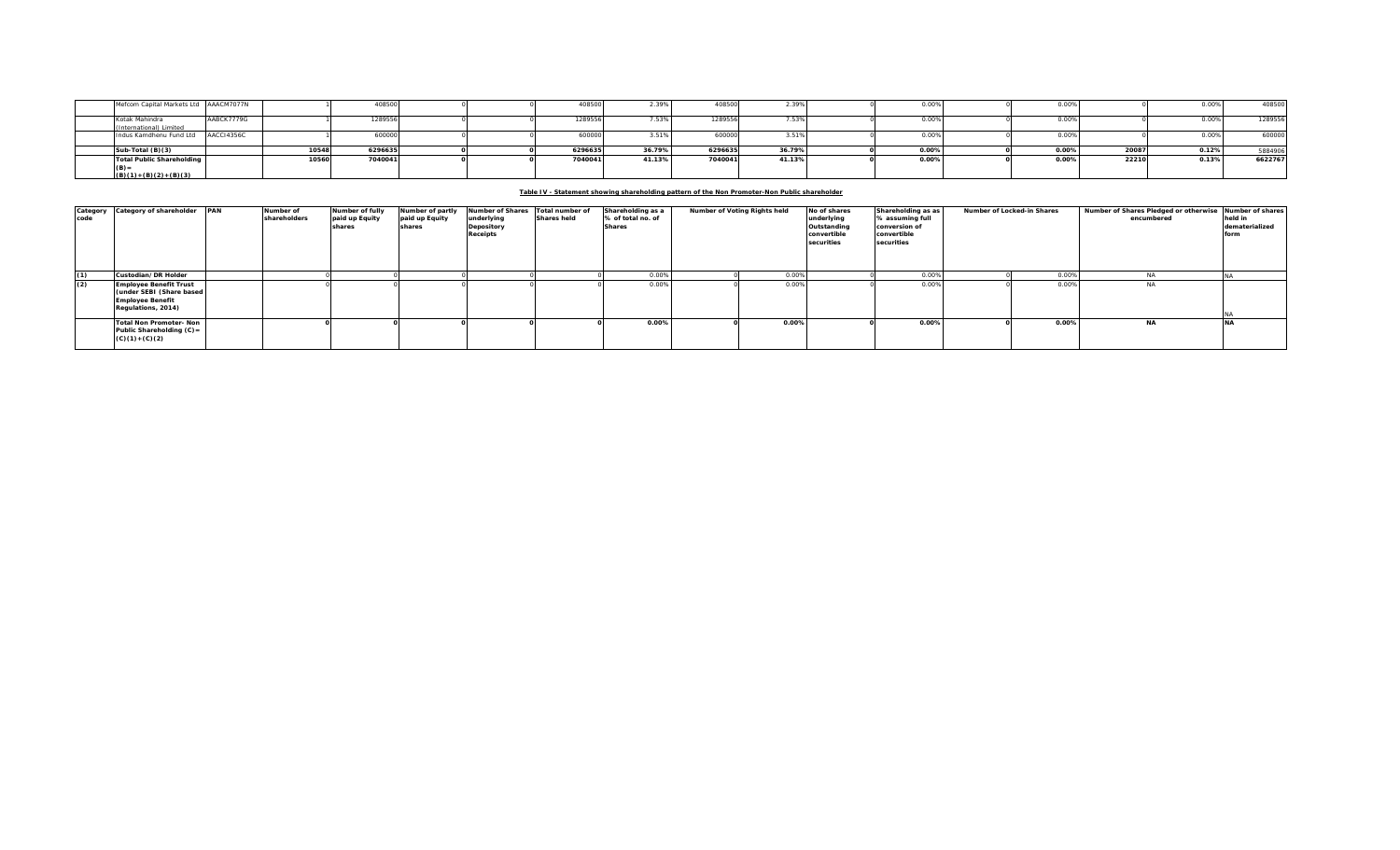| | | | | | | | | | | | | | | | | | |
|---|---|---|---|---|---|---|---|---|---|---|---|---|---|---|---|---|---|
| | Mefcom Capital Markets Ltd | AAACM7077N | 1 | 408500 | 0 | 0 | 408500 | 2.39% | 408500 | 2.39% | 0 | 0.00% | 0 | 0.00% | 0 | 0.00% | 408500 |
| | Kotak Mahindra (International) Limited | AABCK7779G | 1 | 1289556 | 0 | 0 | 1289556 | 7.53% | 1289556 | 7.53% | 0 | 0.00% | 0 | 0.00% | 0 | 0.00% | 1289556 |
| | Indus Kamdhenu Fund Ltd | AACCI4356C | 1 | 600000 | 0 | 0 | 600000 | 3.51% | 600000 | 3.51% | 0 | 0.00% | 0 | 0.00% | 0 | 0.00% | 600000 |
| | **Sub-Total (B)(3)** | | **10548** | **6296635** | **0** | **0** | **6296635** | **36.79%** | **6296635** | **36.79%** | **0** | **0.00%** | **0** | **0.00%** | **20087** | **0.12%** | **5884906** |
| | **Total Public Shareholding (B)= (B)(1)+(B)(2)+(B)(3)** | | **10560** | **7040041** | **0** | **0** | **7040041** | **41.13%** | **7040041** | **41.13%** | **0** | **0.00%** | **0** | **0.00%** | **22210** | **0.13%** | **6622767** |

**Table IV - Statement showing shareholding pattern of the Non Promoter-Non Public shareholder**

| Category code | Category of shareholder | PAN | Number of shareholders | Number of fully paid up Equity shares | Number of partly paid up Equity shares | Number of Shares underlying Depository Receipts | Total number of Shares held | Shareholding as a % of total no. of Shares | Number of Voting Rights held | | No of shares underlying Outstanding convertible securities | Shareholding as as % assuming full conversion of convertible securities | Number of Locked-in Shares | | Number of Shares Pledged or otherwise encumbered | Number of shares held in dematerialized form |
|---|---|---|---|---|---|---|---|---|---|---|---|---|---|---|---|---|
| (1) | Custodian/DR Holder | | 0 | 0 | 0 | 0 | 0 | 0.00% | 0 | 0.00% | 0 | 0.00% | 0 | 0.00% | NA | NA |
| (2) | Employee Benefit Trust (under SEBI (Share based Employee Benefit Regulations, 2014) | | 0 | 0 | 0 | 0 | 0 | 0.00% | 0 | 0.00% | 0 | 0.00% | 0 | 0.00% | NA | NA |
| | **Total Non Promoter- Non Public Shareholding (C)= (C)(1)+(C)(2)** | | **0** | **0** | **0** | **0** | **0** | **0.00%** | **0** | **0.00%** | **0** | **0.00%** | **0** | **0.00%** | **NA** | **NA** |